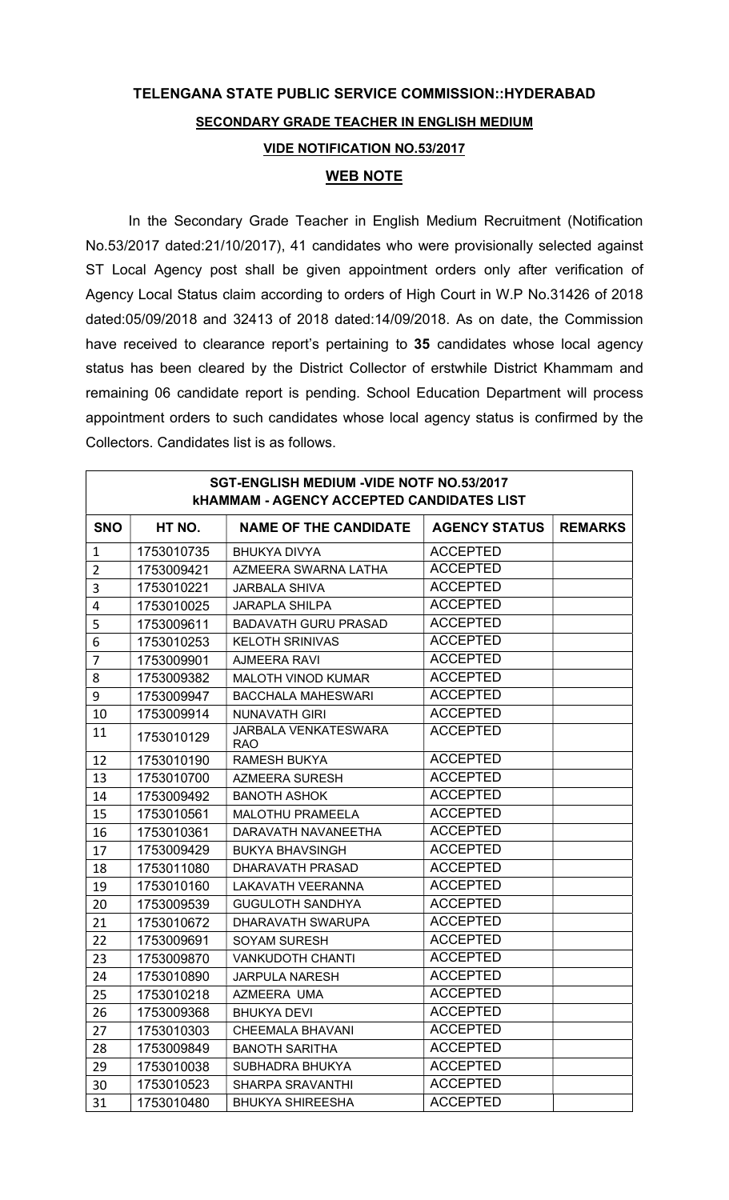# TELENGANA STATE PUBLIC SERVICE COMMISSION::HYDERABAD

## SECONDARY GRADE TEACHER IN ENGLISH MEDIUM

### VIDE NOTIFICATION NO.53/2017

### WEB NOTE

In the Secondary Grade Teacher in English Medium Recruitment (Notification No.53/2017 dated:21/10/2017), 41 candidates who were provisionally selected against ST Local Agency post shall be given appointment orders only after verification of Agency Local Status claim according to orders of High Court in W.P No.31426 of 2018 dated:05/09/2018 and 32413 of 2018 dated:14/09/2018. As on date, the Commission have received to clearance report's pertaining to **35** candidates whose local agency status has been cleared by the District Collector of erstwhile District Khammam and remaining 06 candidate report is pending. School Education Department will process appointment orders to such candidates whose local agency status is confirmed by the Collectors. Candidates list is as follows.

| SGT-ENGLISH MEDIUM -VIDE NOTF NO.53/2017 kHAMMAM - AGENCY ACCEPTED CANDIDATES LIST | | | | |
|---|---|---|---|---|
| **SNO** | **HT NO.** | **NAME OF THE CANDIDATE** | **AGENCY STATUS** | **REMARKS** |
| 1 | 1753010735 | BHUKYA DIVYA | ACCEPTED | |
| 2 | 1753009421 | AZMEERA SWARNA LATHA | ACCEPTED | |
| 3 | 1753010221 | JARBALA SHIVA | ACCEPTED | |
| 4 | 1753010025 | JARAPLA SHILPA | ACCEPTED | |
| 5 | 1753009611 | BADAVATH GURU PRASAD | ACCEPTED | |
| 6 | 1753010253 | KELOTH SRINIVAS | ACCEPTED | |
| 7 | 1753009901 | AJMEERA RAVI | ACCEPTED | |
| 8 | 1753009382 | MALOTH VINOD KUMAR | ACCEPTED | |
| 9 | 1753009947 | BACCHALA MAHESWARI | ACCEPTED | |
| 10 | 1753009914 | NUNAVATH GIRI | ACCEPTED | |
| 11 | 1753010129 | JARBALA VENKATESWARA RAO | ACCEPTED | |
| 12 | 1753010190 | RAMESH BUKYA | ACCEPTED | |
| 13 | 1753010700 | AZMEERA SURESH | ACCEPTED | |
| 14 | 1753009492 | BANOTH ASHOK | ACCEPTED | |
| 15 | 1753010561 | MALOTHU PRAMEELA | ACCEPTED | |
| 16 | 1753010361 | DARAVATH NAVANEETHA | ACCEPTED | |
| 17 | 1753009429 | BUKYA BHAVSINGH | ACCEPTED | |
| 18 | 1753011080 | DHARAVATH PRASAD | ACCEPTED | |
| 19 | 1753010160 | LAKAVATH VEERANNA | ACCEPTED | |
| 20 | 1753009539 | GUGULOTH SANDHYA | ACCEPTED | |
| 21 | 1753010672 | DHARAVATH SWARUPA | ACCEPTED | |
| 22 | 1753009691 | SOYAM SURESH | ACCEPTED | |
| 23 | 1753009870 | VANKUDOTH CHANTI | ACCEPTED | |
| 24 | 1753010890 | JARPULA NARESH | ACCEPTED | |
| 25 | 1753010218 | AZMEERA UMA | ACCEPTED | |
| 26 | 1753009368 | BHUKYA DEVI | ACCEPTED | |
| 27 | 1753010303 | CHEEMALA BHAVANI | ACCEPTED | |
| 28 | 1753009849 | BANOTH SARITHA | ACCEPTED | |
| 29 | 1753010038 | SUBHADRA BHUKYA | ACCEPTED | |
| 30 | 1753010523 | SHARPA SRAVANTHI | ACCEPTED | |
| 31 | 1753010480 | BHUKYA SHIREESHA | ACCEPTED | |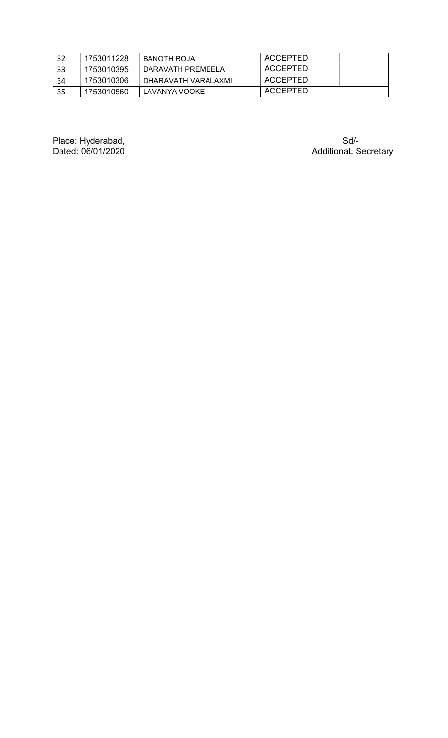| | | | | |
|---|---|---|---|---|
| 32 | 1753011228 | BANOTH ROJA | ACCEPTED | |
| 33 | 1753010395 | DARAVATH PREMEELA | ACCEPTED | |
| 34 | 1753010306 | DHARAVATH VARALAXMI | ACCEPTED | |
| 35 | 1753010560 | LAVANYA VOOKE | ACCEPTED | |

Place: Hyderabad,
Dated: 06/01/2020

Sd/-
AdditionaL Secretary